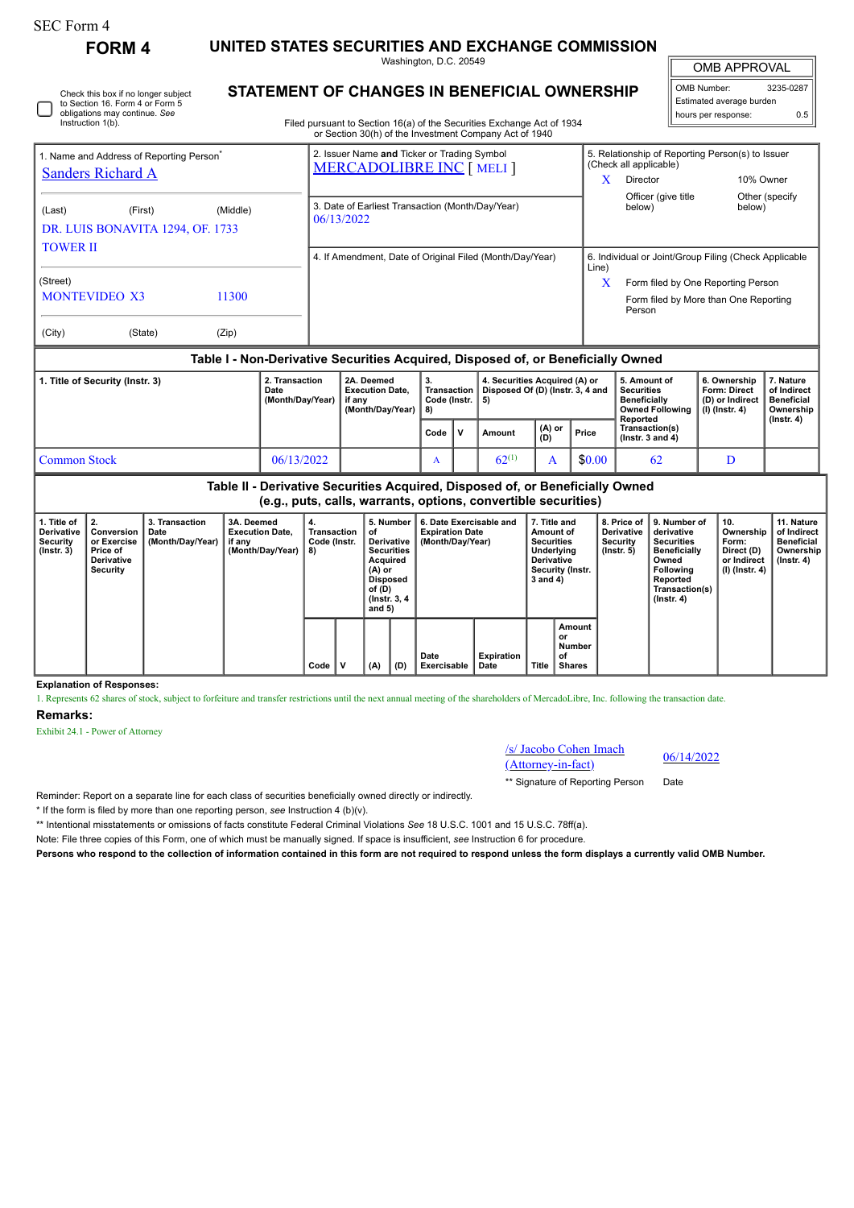SEC Form 4

# FORM 4

## UNITED STATES SECURITIES AND EXCHANGE COMMISSION

Washington, D.C. 20549

| OMB APPROVAL | |
|---|---|
| OMB Number: | 3235-0287 |
| Estimated average burden | |
| hours per response: | 0.5 |

☐ Check this box if no longer subject to Section 16. Form 4 or Form 5 obligations may continue. *See* Instruction 1(b).

## STATEMENT OF CHANGES IN BENEFICIAL OWNERSHIP

Filed pursuant to Section 16(a) of the Securities Exchange Act of 1934 or Section 30(h) of the Investment Company Act of 1940

1. Name and Address of Reporting Person*
Sanders Richard A

(Last) (First) (Middle)
DR. LUIS BONAVITA 1294, OF. 1733
TOWER II

(Street)
MONTEVIDEO X3 11300

(City) (State) (Zip)

2. Issuer Name **and** Ticker or Trading Symbol
MERCADOLIBRE INC [ MELI ]

3. Date of Earliest Transaction (Month/Day/Year)
06/13/2022

4. If Amendment, Date of Original Filed (Month/Day/Year)

5. Relationship of Reporting Person(s) to Issuer (Check all applicable)
X Director
10% Owner
Officer (give title below)
Other (specify below)

6. Individual or Joint/Group Filing (Check Applicable Line)
X Form filed by One Reporting Person
Form filed by More than One Reporting Person

### Table I - Non-Derivative Securities Acquired, Disposed of, or Beneficially Owned

| 1. Title of Security (Instr. 3) | 2. Transaction Date (Month/Day/Year) | 2A. Deemed Execution Date, if any (Month/Day/Year) | 3. Transaction Code (Instr. 8) | | 4. Securities Acquired (A) or Disposed Of (D) (Instr. 3, 4 and 5) | | | 5. Amount of Securities Beneficially Owned Following Reported Transaction(s) (Instr. 3 and 4) | 6. Ownership Form: Direct (D) or Indirect (I) (Instr. 4) | 7. Nature of Indirect Beneficial Ownership (Instr. 4) |
|---|---|---|---|---|---|---|---|---|---|---|
| | | | Code | V | Amount | (A) or (D) | Price | | | |
| Common Stock | 06/13/2022 | | A | | 62[(1)] | A | $0.00 | 62 | D | |

### Table II - Derivative Securities Acquired, Disposed of, or Beneficially Owned (e.g., puts, calls, warrants, options, convertible securities)

| 1. Title of Derivative Security (Instr. 3) | 2. Conversion or Exercise Price of Derivative Security | 3. Transaction Date (Month/Day/Year) | 3A. Deemed Execution Date, if any (Month/Day/Year) | 4. Transaction Code (Instr. 8) | | 5. Number of Derivative Securities Acquired (A) or Disposed of (D) (Instr. 3, 4 and 5) | | 6. Date Exercisable and Expiration Date (Month/Day/Year) | | 7. Title and Amount of Securities Underlying Derivative Security (Instr. 3 and 4) | | 8. Price of Derivative Security (Instr. 5) | 9. Number of derivative Securities Beneficially Owned Following Reported Transaction(s) (Instr. 4) | 10. Ownership Form: Direct (D) or Indirect (I) (Instr. 4) | 11. Nature of Indirect Beneficial Ownership (Instr. 4) |
|---|---|---|---|---|---|---|---|---|---|---|---|---|---|---|---|
| | | | | Code | V | (A) | (D) | Date Exercisable | Expiration Date | Title | Amount or Number of Shares | | | | |

**Explanation of Responses:**

1. Represents 62 shares of stock, subject to forfeiture and transfer restrictions until the next annual meeting of the shareholders of MercadoLibre, Inc. following the transaction date.

**Remarks:**

Exhibit 24.1 - Power of Attorney

/s/ Jacobo Cohen Imach (Attorney-in-fact) 06/14/2022

** Signature of Reporting Person Date

Reminder: Report on a separate line for each class of securities beneficially owned directly or indirectly.

* If the form is filed by more than one reporting person, *see* Instruction 4 (b)(v).

** Intentional misstatements or omissions of facts constitute Federal Criminal Violations *See* 18 U.S.C. 1001 and 15 U.S.C. 78ff(a).

Note: File three copies of this Form, one of which must be manually signed. If space is insufficient, *see* Instruction 6 for procedure.

**Persons who respond to the collection of information contained in this form are not required to respond unless the form displays a currently valid OMB Number.**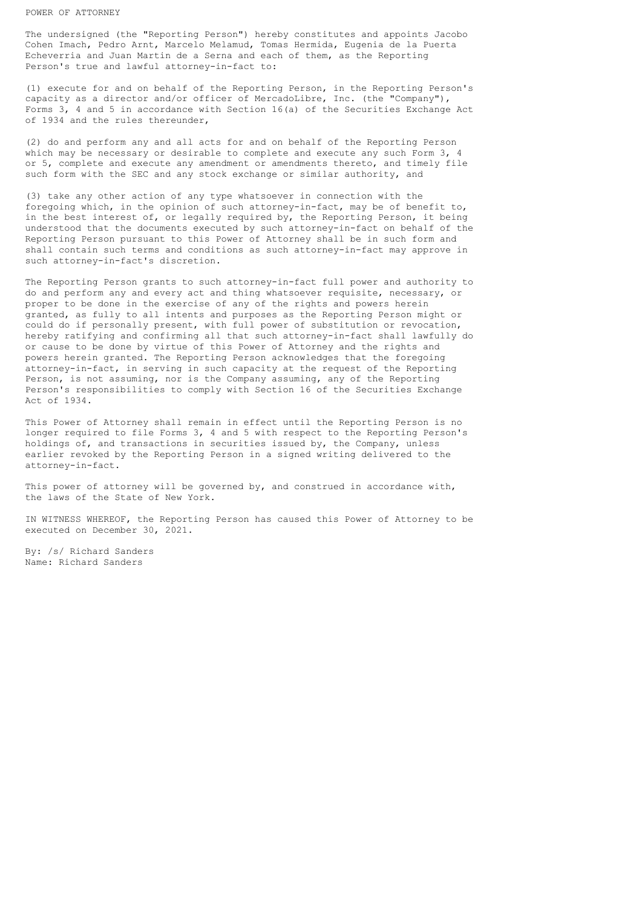# POWER OF ATTORNEY

The undersigned (the "Reporting Person") hereby constitutes and appoints Jacobo Cohen Imach, Pedro Arnt, Marcelo Melamud, Tomas Hermida, Eugenia de la Puerta Echeverria and Juan Martin de a Serna and each of them, as the Reporting Person's true and lawful attorney-in-fact to:

(1) execute for and on behalf of the Reporting Person, in the Reporting Person's capacity as a director and/or officer of MercadoLibre, Inc. (the "Company"), Forms 3, 4 and 5 in accordance with Section 16(a) of the Securities Exchange Act of 1934 and the rules thereunder,

(2) do and perform any and all acts for and on behalf of the Reporting Person which may be necessary or desirable to complete and execute any such Form 3, 4 or 5, complete and execute any amendment or amendments thereto, and timely file such form with the SEC and any stock exchange or similar authority, and

(3) take any other action of any type whatsoever in connection with the foregoing which, in the opinion of such attorney-in-fact, may be of benefit to, in the best interest of, or legally required by, the Reporting Person, it being understood that the documents executed by such attorney-in-fact on behalf of the Reporting Person pursuant to this Power of Attorney shall be in such form and shall contain such terms and conditions as such attorney-in-fact may approve in such attorney-in-fact's discretion.

The Reporting Person grants to such attorney-in-fact full power and authority to do and perform any and every act and thing whatsoever requisite, necessary, or proper to be done in the exercise of any of the rights and powers herein granted, as fully to all intents and purposes as the Reporting Person might or could do if personally present, with full power of substitution or revocation, hereby ratifying and confirming all that such attorney-in-fact shall lawfully do or cause to be done by virtue of this Power of Attorney and the rights and powers herein granted. The Reporting Person acknowledges that the foregoing attorney-in-fact, in serving in such capacity at the request of the Reporting Person, is not assuming, nor is the Company assuming, any of the Reporting Person's responsibilities to comply with Section 16 of the Securities Exchange Act of 1934.

This Power of Attorney shall remain in effect until the Reporting Person is no longer required to file Forms 3, 4 and 5 with respect to the Reporting Person's holdings of, and transactions in securities issued by, the Company, unless earlier revoked by the Reporting Person in a signed writing delivered to the attorney-in-fact.

This power of attorney will be governed by, and construed in accordance with, the laws of the State of New York.

IN WITNESS WHEREOF, the Reporting Person has caused this Power of Attorney to be executed on December 30, 2021.

By: /s/ Richard Sanders
Name: Richard Sanders